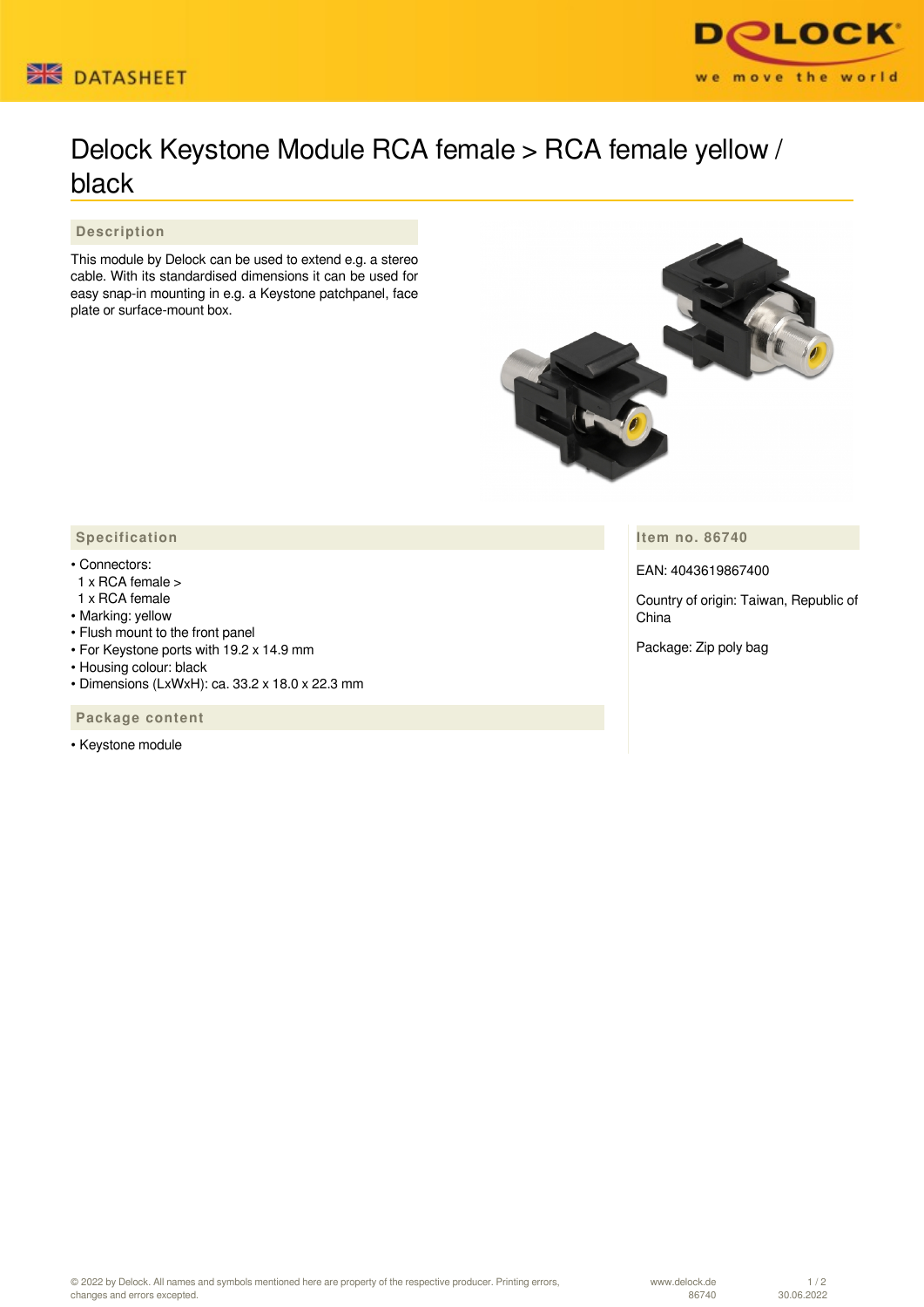# Delock Keystone Module RCA female > RCA female yellow / black

## Description

This module by Delock can be used to extend e.g. a stereo cable. With its standardised dimensions it can be used for easy snap-in mounting in e.g. a Keystone patchpanel, face plate or surface-mount box.

## Specification

- Connectors:
  1 x RCA female >
  1 x RCA female
- Marking: yellow
- Flush mount to the front panel
- For Keystone ports with 19.2 x 14.9 mm
- Housing colour: black
- Dimensions (LxWxH): ca. 33.2 x 18.0 x 22.3 mm

## Package content

- Keystone module

## Item no. 86740

EAN: 4043619867400

Country of origin: Taiwan, Republic of China

Package: Zip poly bag

© 2022 by Delock. All names and symbols mentioned here are property of the respective producer. Printing errors, changes and errors excepted.

www.delock.de
86740
30.06.2022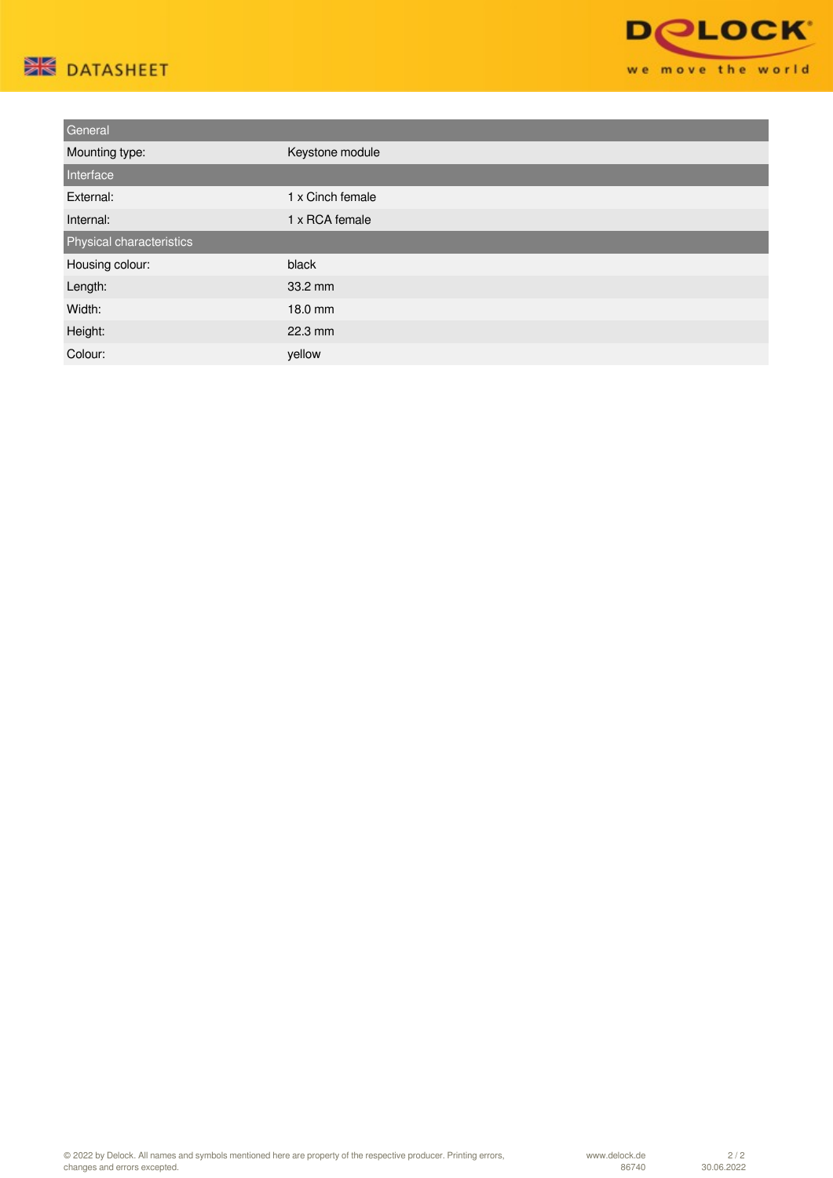| | |
|---|---|
| **General** | |
| Mounting type: | Keystone module |
| **Interface** | |
| External: | 1 x Cinch female |
| Internal: | 1 x RCA female |
| **Physical characteristics** | |
| Housing colour: | black |
| Length: | 33.2 mm |
| Width: | 18.0 mm |
| Height: | 22.3 mm |
| Colour: | yellow |